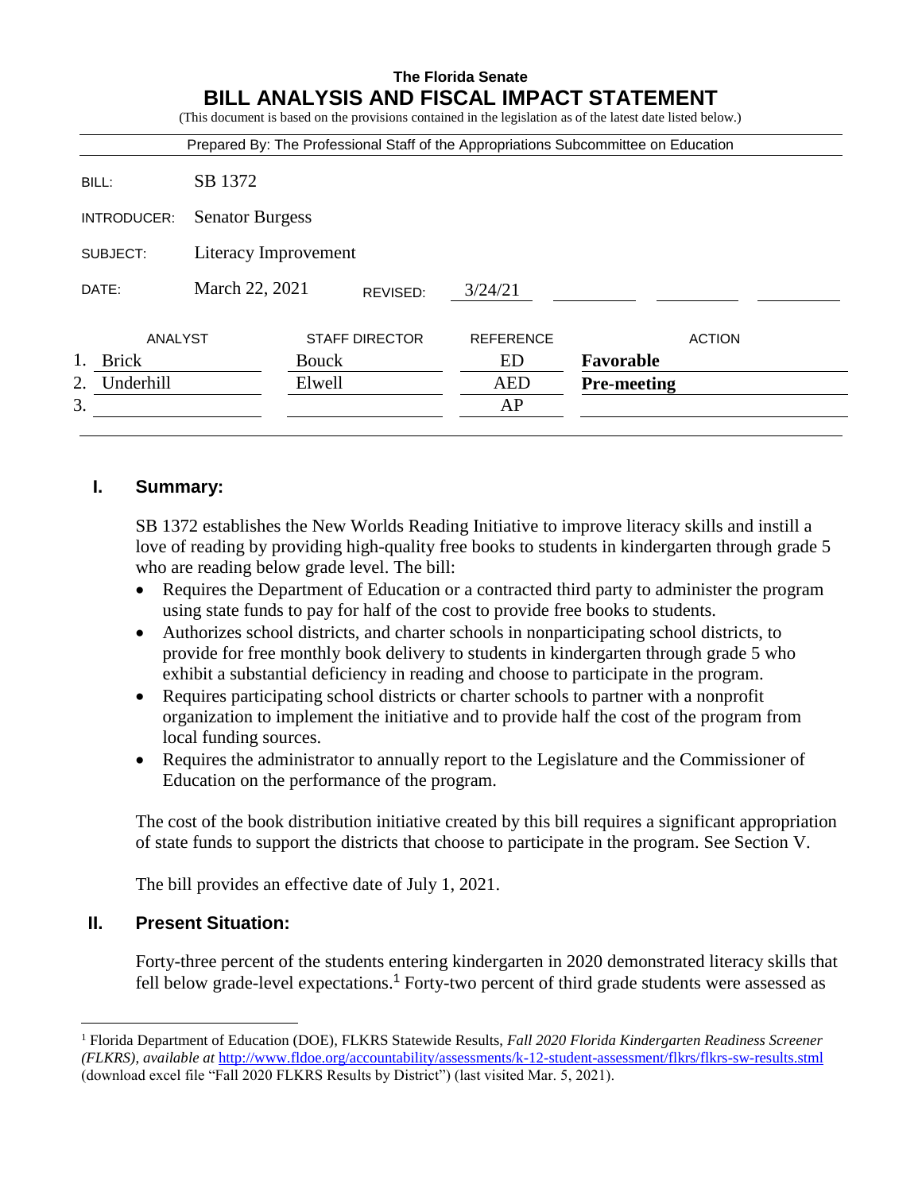**The Florida Senate**

# BILL ANALYSIS AND FISCAL IMPACT STATEMENT

(This document is based on the provisions contained in the legislation as of the latest date listed below.)

Prepared By: The Professional Staff of the Appropriations Subcommittee on Education

| | |
|---|---|
| BILL: | SB 1372 |
| INTRODUCER: | Senator Burgess |
| SUBJECT: | Literacy Improvement |
| DATE: | March 22, 2021 REVISED: 3/24/21 |

| | ANALYST | STAFF DIRECTOR | REFERENCE | ACTION |
|---|---|---|---|---|
| 1. | Brick | Bouck | ED | **Favorable** |
| 2. | Underhill | Elwell | AED | **Pre-meeting** |
| 3. | | | AP | |

## I. Summary:

SB 1372 establishes the New Worlds Reading Initiative to improve literacy skills and instill a love of reading by providing high-quality free books to students in kindergarten through grade 5 who are reading below grade level. The bill:

- Requires the Department of Education or a contracted third party to administer the program using state funds to pay for half of the cost to provide free books to students.
- Authorizes school districts, and charter schools in nonparticipating school districts, to provide for free monthly book delivery to students in kindergarten through grade 5 who exhibit a substantial deficiency in reading and choose to participate in the program.
- Requires participating school districts or charter schools to partner with a nonprofit organization to implement the initiative and to provide half the cost of the program from local funding sources.
- Requires the administrator to annually report to the Legislature and the Commissioner of Education on the performance of the program.

The cost of the book distribution initiative created by this bill requires a significant appropriation of state funds to support the districts that choose to participate in the program. See Section V.

The bill provides an effective date of July 1, 2021.

## II. Present Situation:

Forty-three percent of the students entering kindergarten in 2020 demonstrated literacy skills that fell below grade-level expectations.[1] Forty-two percent of third grade students were assessed as

---

[1] Florida Department of Education (DOE), FLKRS Statewide Results, *Fall 2020 Florida Kindergarten Readiness Screener (FLKRS), available at* http://www.fldoe.org/accountability/assessments/k-12-student-assessment/flkrs/flkrs-sw-results.stml (download excel file "Fall 2020 FLKRS Results by District") (last visited Mar. 5, 2021).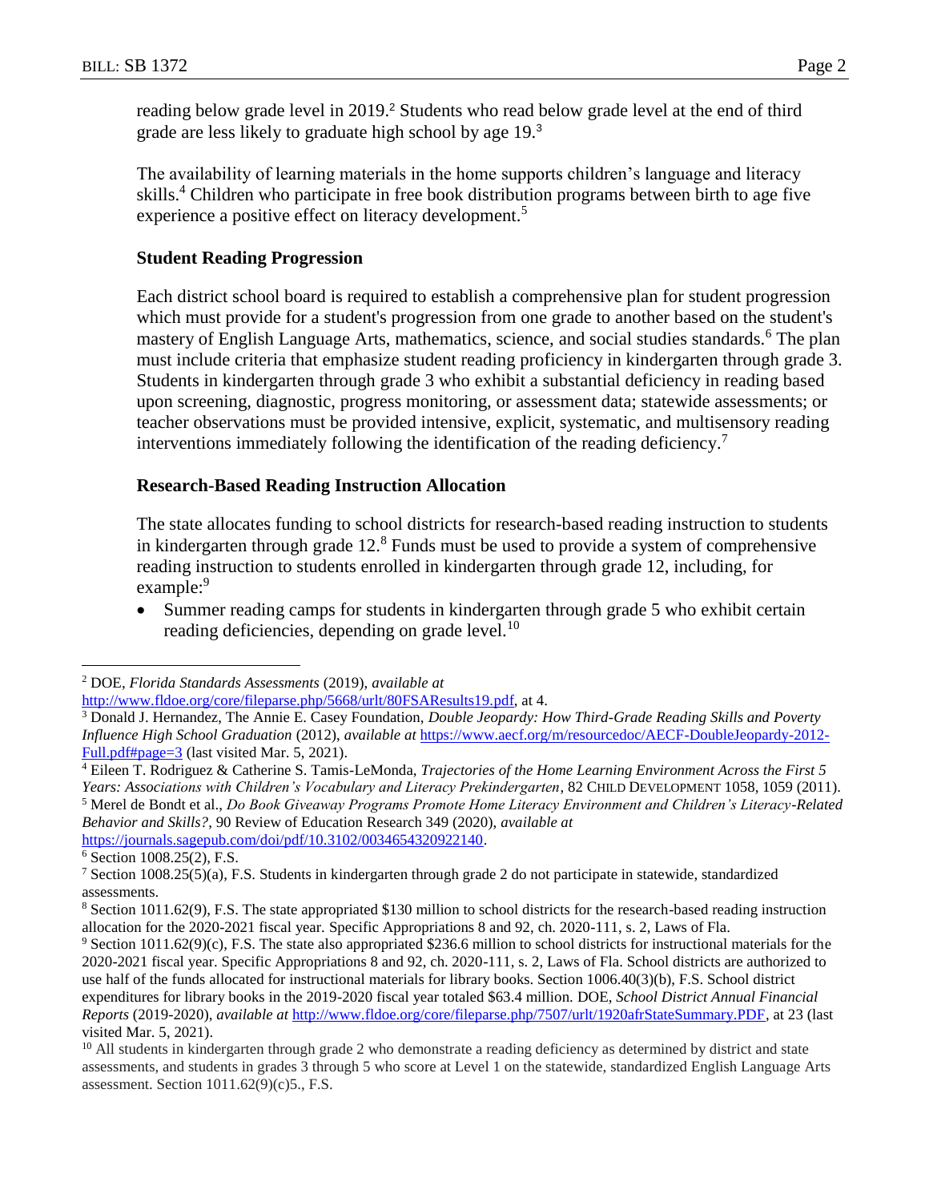reading below grade level in 2019.[2] Students who read below grade level at the end of third grade are less likely to graduate high school by age 19.[3]

The availability of learning materials in the home supports children's language and literacy skills.[4] Children who participate in free book distribution programs between birth to age five experience a positive effect on literacy development.[5]

### Student Reading Progression

Each district school board is required to establish a comprehensive plan for student progression which must provide for a student's progression from one grade to another based on the student's mastery of English Language Arts, mathematics, science, and social studies standards.[6] The plan must include criteria that emphasize student reading proficiency in kindergarten through grade 3. Students in kindergarten through grade 3 who exhibit a substantial deficiency in reading based upon screening, diagnostic, progress monitoring, or assessment data; statewide assessments; or teacher observations must be provided intensive, explicit, systematic, and multisensory reading interventions immediately following the identification of the reading deficiency.[7]

### Research-Based Reading Instruction Allocation

The state allocates funding to school districts for research-based reading instruction to students in kindergarten through grade 12.[8] Funds must be used to provide a system of comprehensive reading instruction to students enrolled in kindergarten through grade 12, including, for example:[9]

- Summer reading camps for students in kindergarten through grade 5 who exhibit certain reading deficiencies, depending on grade level.[10]

---

[2] DOE, *Florida Standards Assessments* (2019), *available at* http://www.fldoe.org/core/fileparse.php/5668/urlt/80FSAResults19.pdf, at 4.

[3] Donald J. Hernandez, The Annie E. Casey Foundation, *Double Jeopardy: How Third-Grade Reading Skills and Poverty Influence High School Graduation* (2012), *available at* https://www.aecf.org/m/resourcedoc/AECF-DoubleJeopardy-2012-Full.pdf#page=3 (last visited Mar. 5, 2021).

[4] Eileen T. Rodriguez & Catherine S. Tamis-LeMonda, *Trajectories of the Home Learning Environment Across the First 5 Years: Associations with Children's Vocabulary and Literacy Prekindergarten*, 82 CHILD DEVELOPMENT 1058, 1059 (2011).

[5] Merel de Bondt et al., *Do Book Giveaway Programs Promote Home Literacy Environment and Children's Literacy-Related Behavior and Skills?*, 90 Review of Education Research 349 (2020), *available at* https://journals.sagepub.com/doi/pdf/10.3102/0034654320922140.

[6] Section 1008.25(2), F.S.

[7] Section 1008.25(5)(a), F.S. Students in kindergarten through grade 2 do not participate in statewide, standardized assessments.

[8] Section 1011.62(9), F.S. The state appropriated $130 million to school districts for the research-based reading instruction allocation for the 2020-2021 fiscal year. Specific Appropriations 8 and 92, ch. 2020-111, s. 2, Laws of Fla.

[9] Section 1011.62(9)(c), F.S. The state also appropriated $236.6 million to school districts for instructional materials for the 2020-2021 fiscal year. Specific Appropriations 8 and 92, ch. 2020-111, s. 2, Laws of Fla. School districts are authorized to use half of the funds allocated for instructional materials for library books. Section 1006.40(3)(b), F.S. School district expenditures for library books in the 2019-2020 fiscal year totaled $63.4 million. DOE, *School District Annual Financial Reports* (2019-2020), *available at* http://www.fldoe.org/core/fileparse.php/7507/urlt/1920afrStateSummary.PDF, at 23 (last visited Mar. 5, 2021).

[10] All students in kindergarten through grade 2 who demonstrate a reading deficiency as determined by district and state assessments, and students in grades 3 through 5 who score at Level 1 on the statewide, standardized English Language Arts assessment. Section 1011.62(9)(c)5., F.S.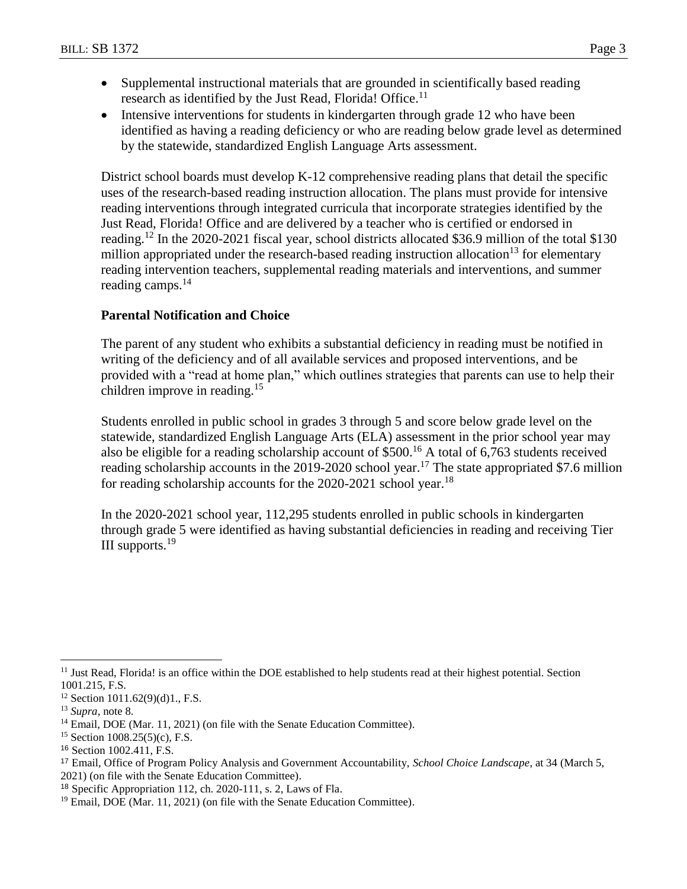- Supplemental instructional materials that are grounded in scientifically based reading research as identified by the Just Read, Florida! Office.[11]
- Intensive interventions for students in kindergarten through grade 12 who have been identified as having a reading deficiency or who are reading below grade level as determined by the statewide, standardized English Language Arts assessment.

District school boards must develop K-12 comprehensive reading plans that detail the specific uses of the research-based reading instruction allocation. The plans must provide for intensive reading interventions through integrated curricula that incorporate strategies identified by the Just Read, Florida! Office and are delivered by a teacher who is certified or endorsed in reading.[12] In the 2020-2021 fiscal year, school districts allocated $36.9 million of the total $130 million appropriated under the research-based reading instruction allocation[13] for elementary reading intervention teachers, supplemental reading materials and interventions, and summer reading camps.[14]

**Parental Notification and Choice**

The parent of any student who exhibits a substantial deficiency in reading must be notified in writing of the deficiency and of all available services and proposed interventions, and be provided with a "read at home plan," which outlines strategies that parents can use to help their children improve in reading.[15]

Students enrolled in public school in grades 3 through 5 and score below grade level on the statewide, standardized English Language Arts (ELA) assessment in the prior school year may also be eligible for a reading scholarship account of $500.[16] A total of 6,763 students received reading scholarship accounts in the 2019-2020 school year.[17] The state appropriated $7.6 million for reading scholarship accounts for the 2020-2021 school year.[18]

In the 2020-2021 school year, 112,295 students enrolled in public schools in kindergarten through grade 5 were identified as having substantial deficiencies in reading and receiving Tier III supports.[19]

---

[11] Just Read, Florida! is an office within the DOE established to help students read at their highest potential. Section 1001.215, F.S.

[12] Section 1011.62(9)(d)1., F.S.

[13] *Supra*, note 8.

[14] Email, DOE (Mar. 11, 2021) (on file with the Senate Education Committee).

[15] Section 1008.25(5)(c), F.S.

[16] Section 1002.411, F.S.

[17] Email, Office of Program Policy Analysis and Government Accountability, *School Choice Landscape*, at 34 (March 5, 2021) (on file with the Senate Education Committee).

[18] Specific Appropriation 112, ch. 2020-111, s. 2, Laws of Fla.

[19] Email, DOE (Mar. 11, 2021) (on file with the Senate Education Committee).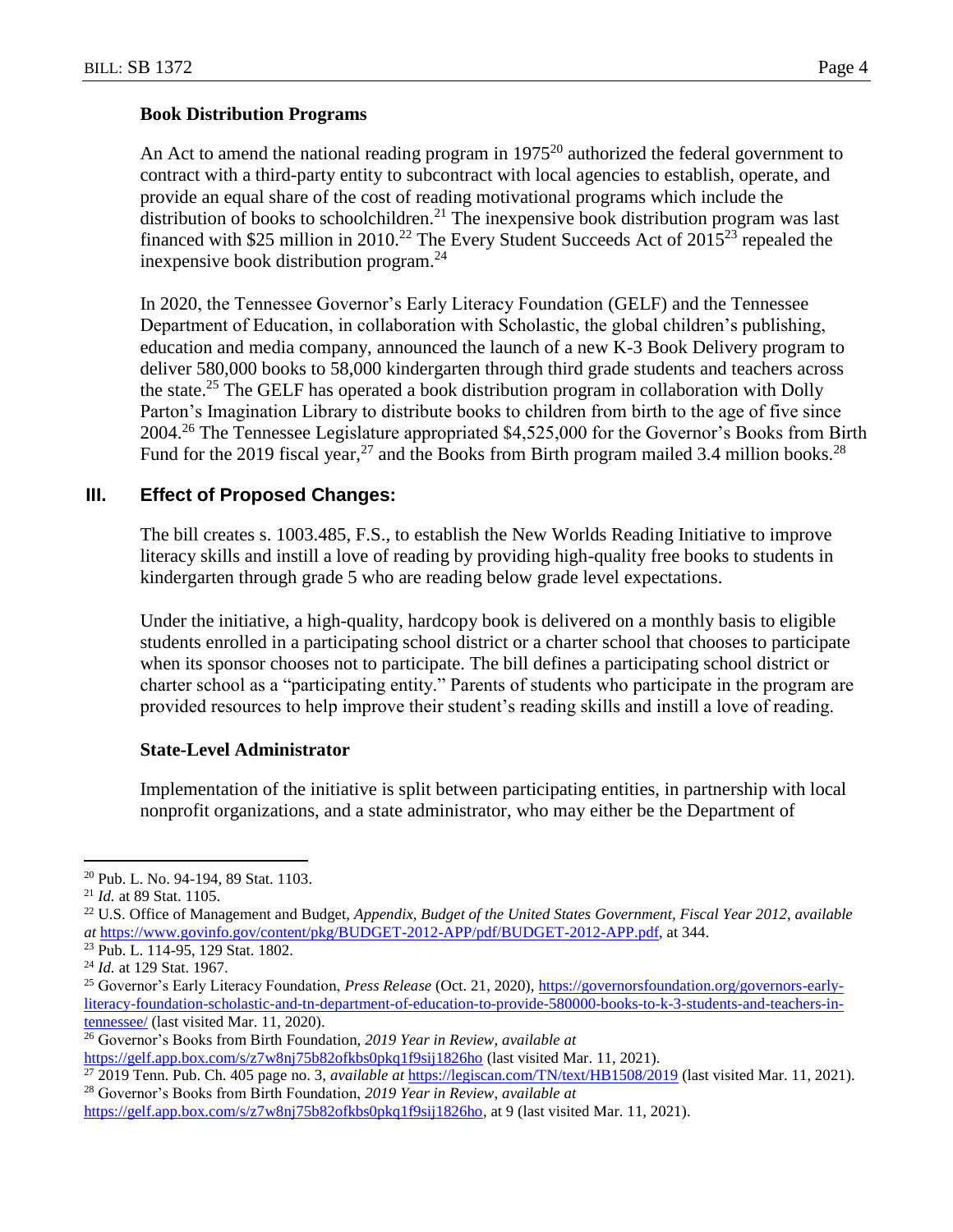### Book Distribution Programs

An Act to amend the national reading program in 1975[20] authorized the federal government to contract with a third-party entity to subcontract with local agencies to establish, operate, and provide an equal share of the cost of reading motivational programs which include the distribution of books to schoolchildren.[21] The inexpensive book distribution program was last financed with $25 million in 2010.[22] The Every Student Succeeds Act of 2015[23] repealed the inexpensive book distribution program.[24]

In 2020, the Tennessee Governor's Early Literacy Foundation (GELF) and the Tennessee Department of Education, in collaboration with Scholastic, the global children's publishing, education and media company, announced the launch of a new K-3 Book Delivery program to deliver 580,000 books to 58,000 kindergarten through third grade students and teachers across the state.[25] The GELF has operated a book distribution program in collaboration with Dolly Parton's Imagination Library to distribute books to children from birth to the age of five since 2004.[26] The Tennessee Legislature appropriated $4,525,000 for the Governor's Books from Birth Fund for the 2019 fiscal year,[27] and the Books from Birth program mailed 3.4 million books.[28]

## III. Effect of Proposed Changes:

The bill creates s. 1003.485, F.S., to establish the New Worlds Reading Initiative to improve literacy skills and instill a love of reading by providing high-quality free books to students in kindergarten through grade 5 who are reading below grade level expectations.

Under the initiative, a high-quality, hardcopy book is delivered on a monthly basis to eligible students enrolled in a participating school district or a charter school that chooses to participate when its sponsor chooses not to participate. The bill defines a participating school district or charter school as a "participating entity." Parents of students who participate in the program are provided resources to help improve their student's reading skills and instill a love of reading.

### State-Level Administrator

Implementation of the initiative is split between participating entities, in partnership with local nonprofit organizations, and a state administrator, who may either be the Department of

---

[20] Pub. L. No. 94-194, 89 Stat. 1103.

[21] *Id.* at 89 Stat. 1105.

[22] U.S. Office of Management and Budget, *Appendix, Budget of the United States Government, Fiscal Year 2012*, *available at* https://www.govinfo.gov/content/pkg/BUDGET-2012-APP/pdf/BUDGET-2012-APP.pdf, at 344.

[23] Pub. L. 114-95, 129 Stat. 1802.

[24] *Id.* at 129 Stat. 1967.

[25] Governor's Early Literacy Foundation, *Press Release* (Oct. 21, 2020), https://governorsfoundation.org/governors-early-literacy-foundation-scholastic-and-tn-department-of-education-to-provide-580000-books-to-k-3-students-and-teachers-in-tennessee/ (last visited Mar. 11, 2020).

[26] Governor's Books from Birth Foundation, *2019 Year in Review, available at* https://gelf.app.box.com/s/z7w8nj75b82ofkbs0pkq1f9sij1826ho (last visited Mar. 11, 2021).

[27] 2019 Tenn. Pub. Ch. 405 page no. 3, *available at* https://legiscan.com/TN/text/HB1508/2019 (last visited Mar. 11, 2021).

[28] Governor's Books from Birth Foundation, *2019 Year in Review, available at* https://gelf.app.box.com/s/z7w8nj75b82ofkbs0pkq1f9sij1826ho, at 9 (last visited Mar. 11, 2021).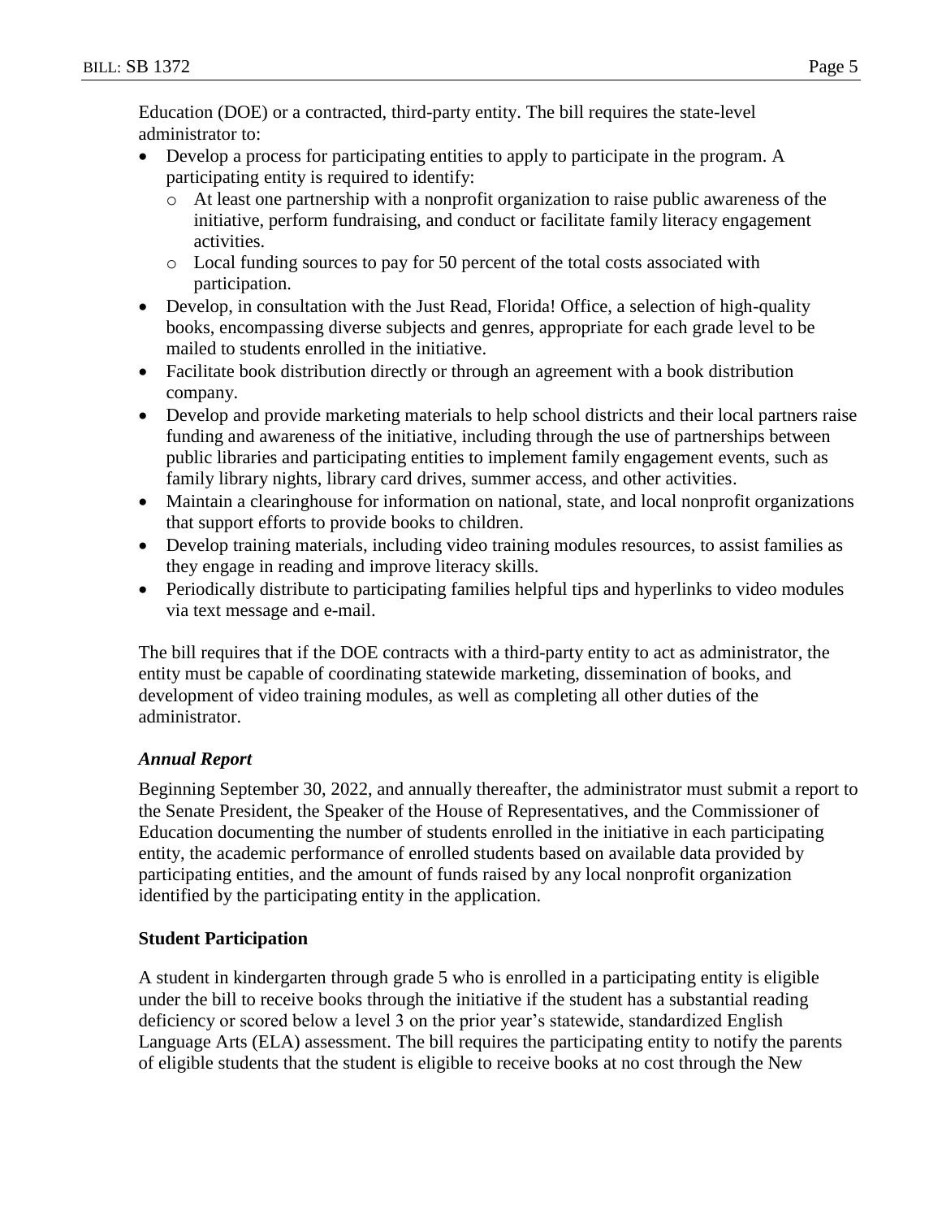Education (DOE) or a contracted, third-party entity. The bill requires the state-level administrator to:

- Develop a process for participating entities to apply to participate in the program. A participating entity is required to identify:
  - At least one partnership with a nonprofit organization to raise public awareness of the initiative, perform fundraising, and conduct or facilitate family literacy engagement activities.
  - Local funding sources to pay for 50 percent of the total costs associated with participation.
- Develop, in consultation with the Just Read, Florida! Office, a selection of high-quality books, encompassing diverse subjects and genres, appropriate for each grade level to be mailed to students enrolled in the initiative.
- Facilitate book distribution directly or through an agreement with a book distribution company.
- Develop and provide marketing materials to help school districts and their local partners raise funding and awareness of the initiative, including through the use of partnerships between public libraries and participating entities to implement family engagement events, such as family library nights, library card drives, summer access, and other activities.
- Maintain a clearinghouse for information on national, state, and local nonprofit organizations that support efforts to provide books to children.
- Develop training materials, including video training modules resources, to assist families as they engage in reading and improve literacy skills.
- Periodically distribute to participating families helpful tips and hyperlinks to video modules via text message and e-mail.

The bill requires that if the DOE contracts with a third-party entity to act as administrator, the entity must be capable of coordinating statewide marketing, dissemination of books, and development of video training modules, as well as completing all other duties of the administrator.

*Annual Report*

Beginning September 30, 2022, and annually thereafter, the administrator must submit a report to the Senate President, the Speaker of the House of Representatives, and the Commissioner of Education documenting the number of students enrolled in the initiative in each participating entity, the academic performance of enrolled students based on available data provided by participating entities, and the amount of funds raised by any local nonprofit organization identified by the participating entity in the application.

**Student Participation**

A student in kindergarten through grade 5 who is enrolled in a participating entity is eligible under the bill to receive books through the initiative if the student has a substantial reading deficiency or scored below a level 3 on the prior year's statewide, standardized English Language Arts (ELA) assessment. The bill requires the participating entity to notify the parents of eligible students that the student is eligible to receive books at no cost through the New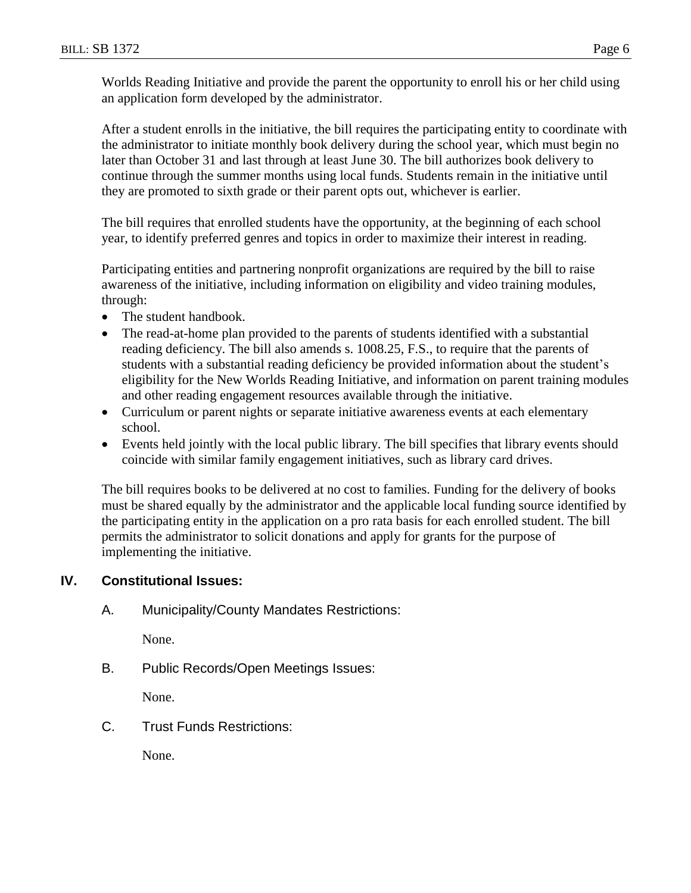Worlds Reading Initiative and provide the parent the opportunity to enroll his or her child using an application form developed by the administrator.

After a student enrolls in the initiative, the bill requires the participating entity to coordinate with the administrator to initiate monthly book delivery during the school year, which must begin no later than October 31 and last through at least June 30. The bill authorizes book delivery to continue through the summer months using local funds. Students remain in the initiative until they are promoted to sixth grade or their parent opts out, whichever is earlier.

The bill requires that enrolled students have the opportunity, at the beginning of each school year, to identify preferred genres and topics in order to maximize their interest in reading.

Participating entities and partnering nonprofit organizations are required by the bill to raise awareness of the initiative, including information on eligibility and video training modules, through:

- The student handbook.
- The read-at-home plan provided to the parents of students identified with a substantial reading deficiency. The bill also amends s. 1008.25, F.S., to require that the parents of students with a substantial reading deficiency be provided information about the student's eligibility for the New Worlds Reading Initiative, and information on parent training modules and other reading engagement resources available through the initiative.
- Curriculum or parent nights or separate initiative awareness events at each elementary school.
- Events held jointly with the local public library. The bill specifies that library events should coincide with similar family engagement initiatives, such as library card drives.

The bill requires books to be delivered at no cost to families. Funding for the delivery of books must be shared equally by the administrator and the applicable local funding source identified by the participating entity in the application on a pro rata basis for each enrolled student. The bill permits the administrator to solicit donations and apply for grants for the purpose of implementing the initiative.

## IV. Constitutional Issues:

### A. Municipality/County Mandates Restrictions:

None.

### B. Public Records/Open Meetings Issues:

None.

### C. Trust Funds Restrictions:

None.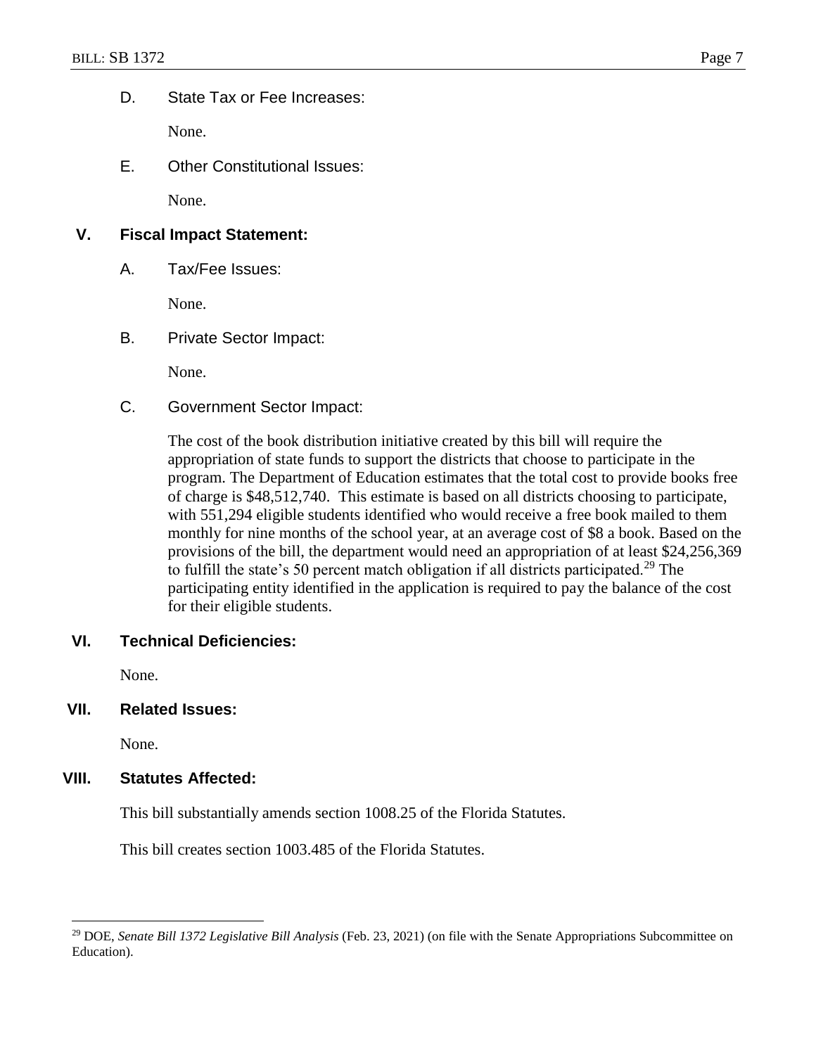### D. State Tax or Fee Increases:

None.

### E. Other Constitutional Issues:

None.

## V. Fiscal Impact Statement:

### A. Tax/Fee Issues:

None.

### B. Private Sector Impact:

None.

### C. Government Sector Impact:

The cost of the book distribution initiative created by this bill will require the appropriation of state funds to support the districts that choose to participate in the program. The Department of Education estimates that the total cost to provide books free of charge is $48,512,740. This estimate is based on all districts choosing to participate, with 551,294 eligible students identified who would receive a free book mailed to them monthly for nine months of the school year, at an average cost of $8 a book. Based on the provisions of the bill, the department would need an appropriation of at least $24,256,369 to fulfill the state's 50 percent match obligation if all districts participated.[29] The participating entity identified in the application is required to pay the balance of the cost for their eligible students.

## VI. Technical Deficiencies:

None.

## VII. Related Issues:

None.

## VIII. Statutes Affected:

This bill substantially amends section 1008.25 of the Florida Statutes.

This bill creates section 1003.485 of the Florida Statutes.

---

[29] DOE, *Senate Bill 1372 Legislative Bill Analysis* (Feb. 23, 2021) (on file with the Senate Appropriations Subcommittee on Education).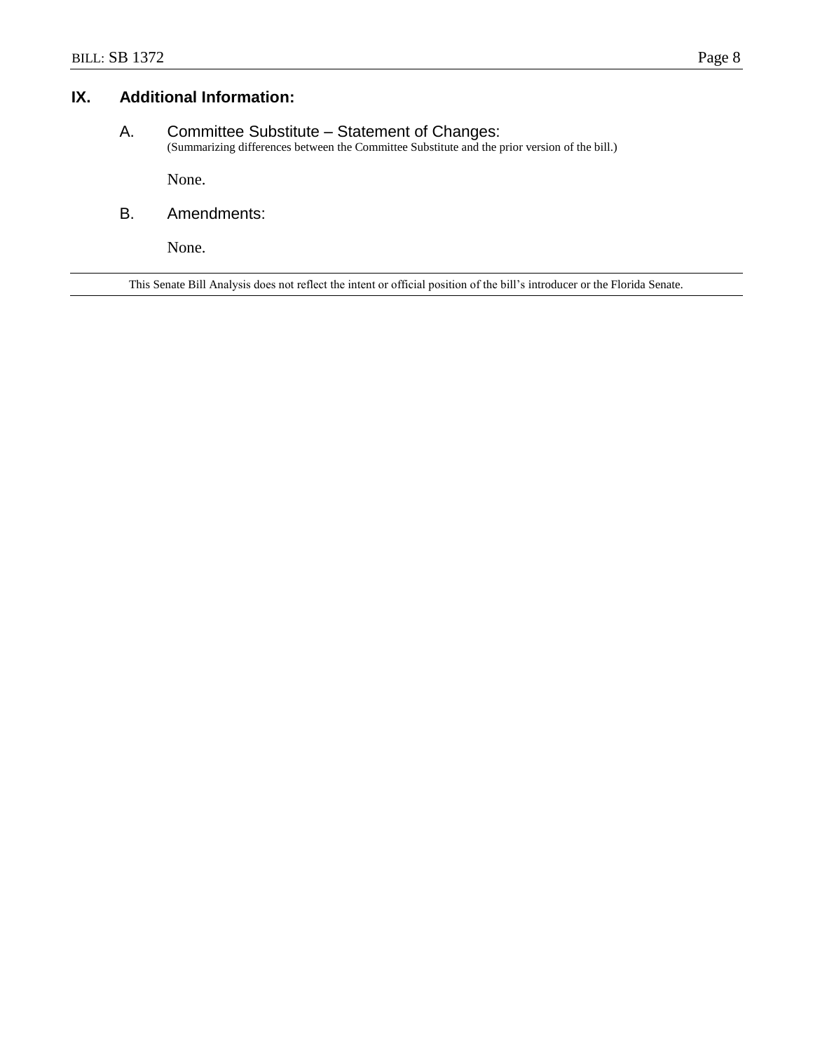## IX. Additional Information:

### A. Committee Substitute – Statement of Changes:

(Summarizing differences between the Committee Substitute and the prior version of the bill.)

None.

### B. Amendments:

None.

---

This Senate Bill Analysis does not reflect the intent or official position of the bill's introducer or the Florida Senate.